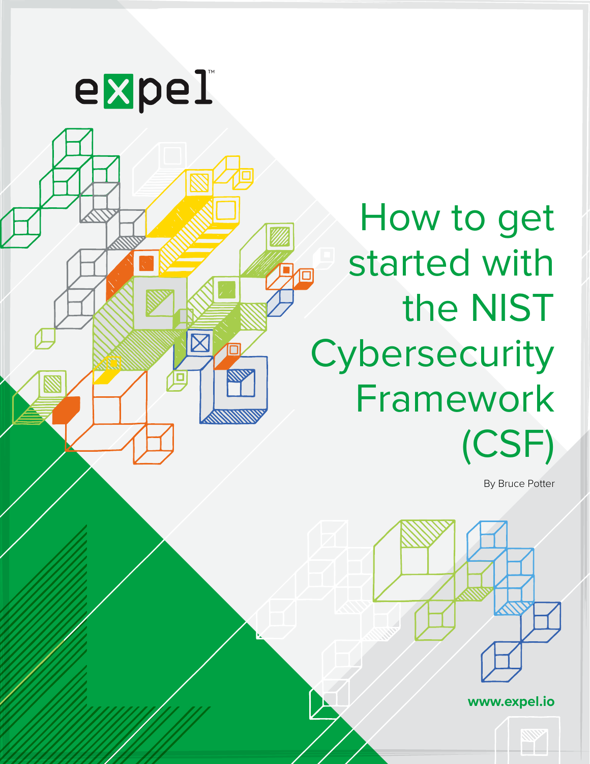expel

# How to get started with the NIST Cybersecurity Framework (CSF)

By Bruce Potter

www.expel.io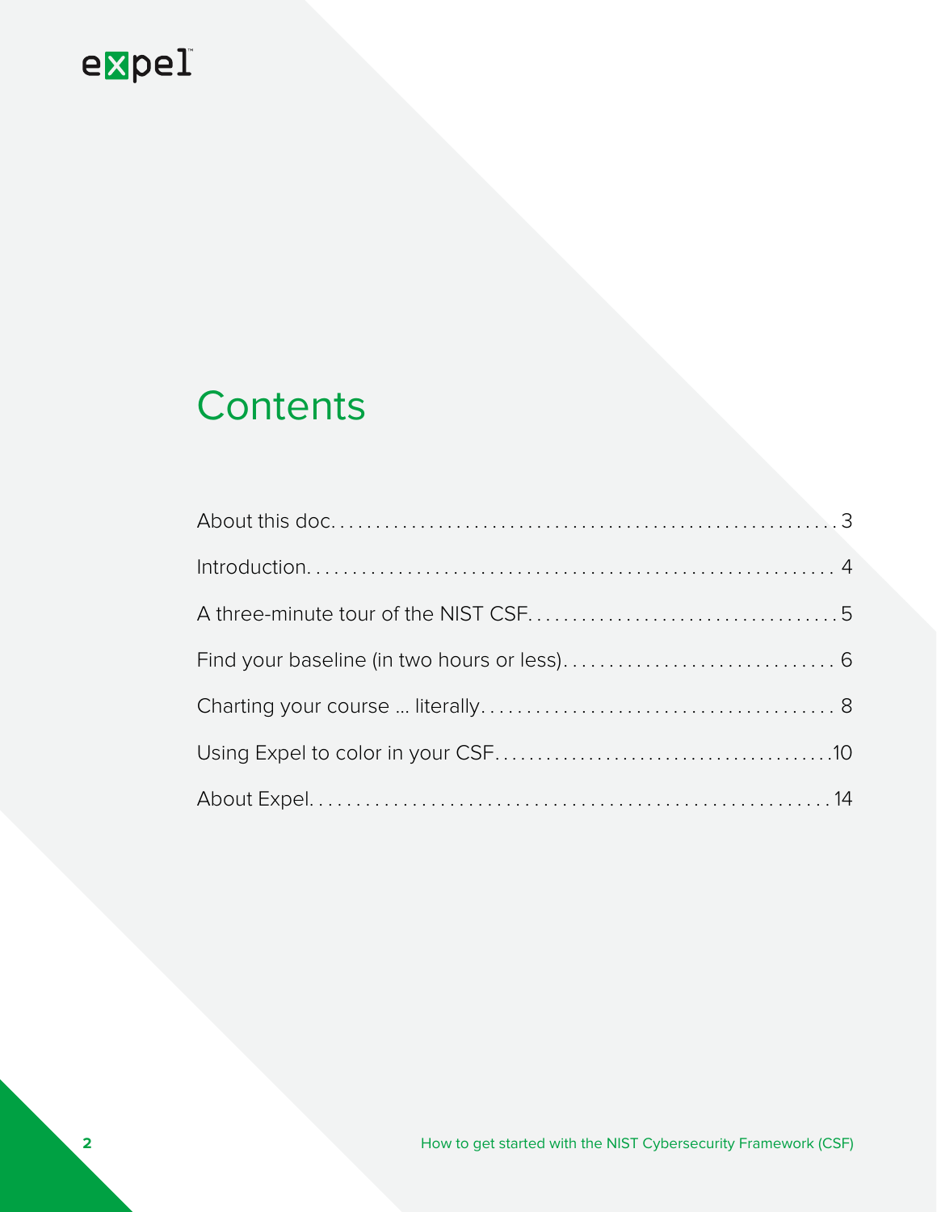# Contents

| | |
|---|---|
| About this doc | 3 |
| Introduction | 4 |
| A three-minute tour of the NIST CSF | 5 |
| Find your baseline (in two hours or less) | 6 |
| Charting your course … literally | 8 |
| Using Expel to color in your CSF | 10 |
| About Expel | 14 |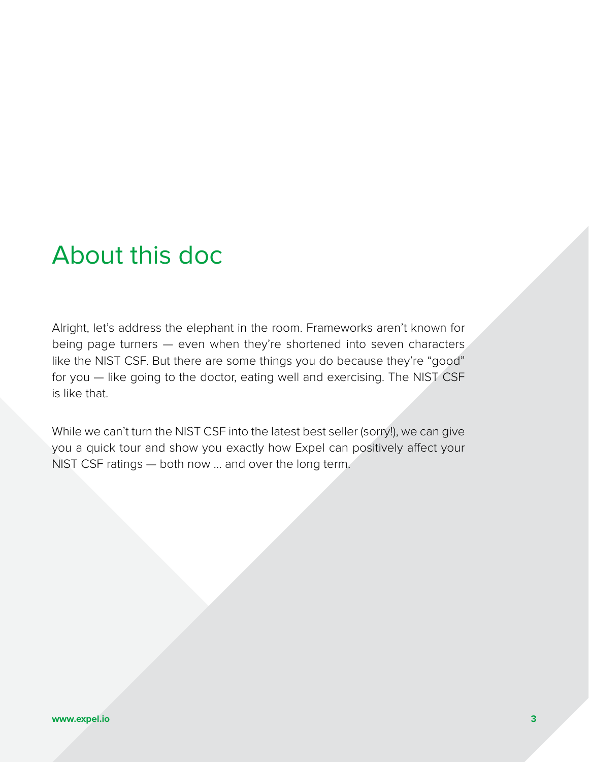# About this doc

Alright, let's address the elephant in the room. Frameworks aren't known for being page turners — even when they're shortened into seven characters like the NIST CSF. But there are some things you do because they're "good" for you — like going to the doctor, eating well and exercising. The NIST CSF is like that.

While we can't turn the NIST CSF into the latest best seller (sorry!), we can give you a quick tour and show you exactly how Expel can positively affect your NIST CSF ratings — both now … and over the long term.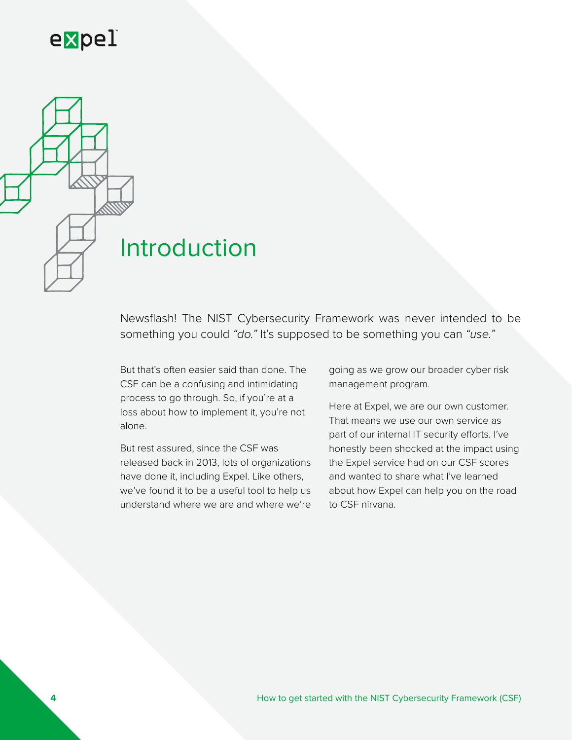# Introduction

Newsflash! The NIST Cybersecurity Framework was never intended to be something you could *"do."* It's supposed to be something you can *"use."*

But that's often easier said than done. The CSF can be a confusing and intimidating process to go through. So, if you're at a loss about how to implement it, you're not alone.

But rest assured, since the CSF was released back in 2013, lots of organizations have done it, including Expel. Like others, we've found it to be a useful tool to help us understand where we are and where we're going as we grow our broader cyber risk management program.

Here at Expel, we are our own customer. That means we use our own service as part of our internal IT security efforts. I've honestly been shocked at the impact using the Expel service had on our CSF scores and wanted to share what I've learned about how Expel can help you on the road to CSF nirvana.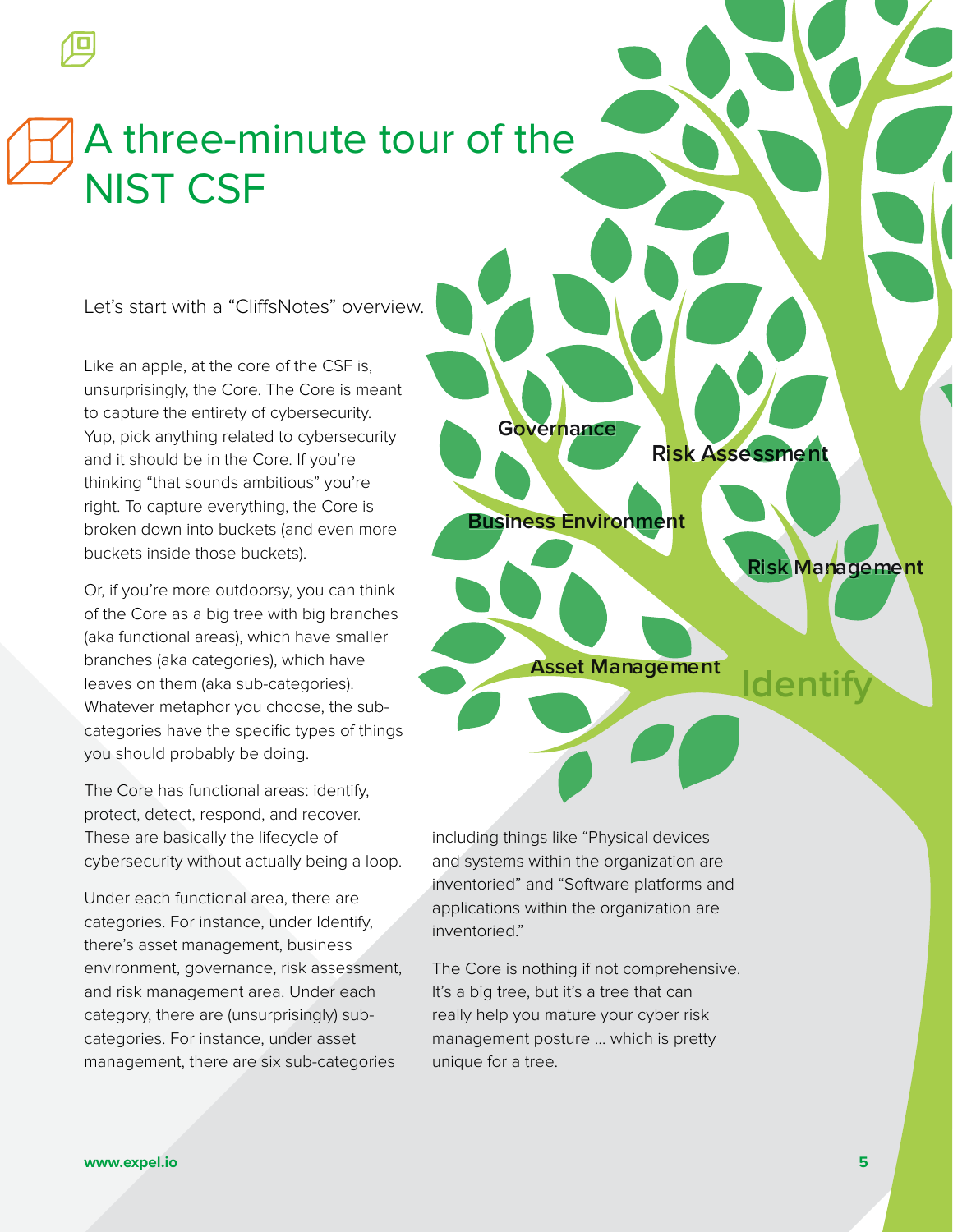# A three-minute tour of the NIST CSF

Let's start with a "CliffsNotes" overview.

Like an apple, at the core of the CSF is, unsurprisingly, the Core. The Core is meant to capture the entirety of cybersecurity. Yup, pick anything related to cybersecurity and it should be in the Core. If you're thinking "that sounds ambitious" you're right. To capture everything, the Core is broken down into buckets (and even more buckets inside those buckets).

Or, if you're more outdoorsy, you can think of the Core as a big tree with big branches (aka functional areas), which have smaller branches (aka categories), which have leaves on them (aka sub-categories). Whatever metaphor you choose, the sub-categories have the specific types of things you should probably be doing.

The Core has functional areas: identify, protect, detect, respond, and recover. These are basically the lifecycle of cybersecurity without actually being a loop.

Under each functional area, there are categories. For instance, under Identify, there's asset management, business environment, governance, risk assessment, and risk management area. Under each category, there are (unsurprisingly) sub-categories. For instance, under asset management, there are six sub-categories including things like "Physical devices and systems within the organization are inventoried" and "Software platforms and applications within the organization are inventoried."

Governance

Risk Assessment

Business Environment

Risk Management

Asset Management

Identify

The Core is nothing if not comprehensive. It's a big tree, but it's a tree that can really help you mature your cyber risk management posture … which is pretty unique for a tree.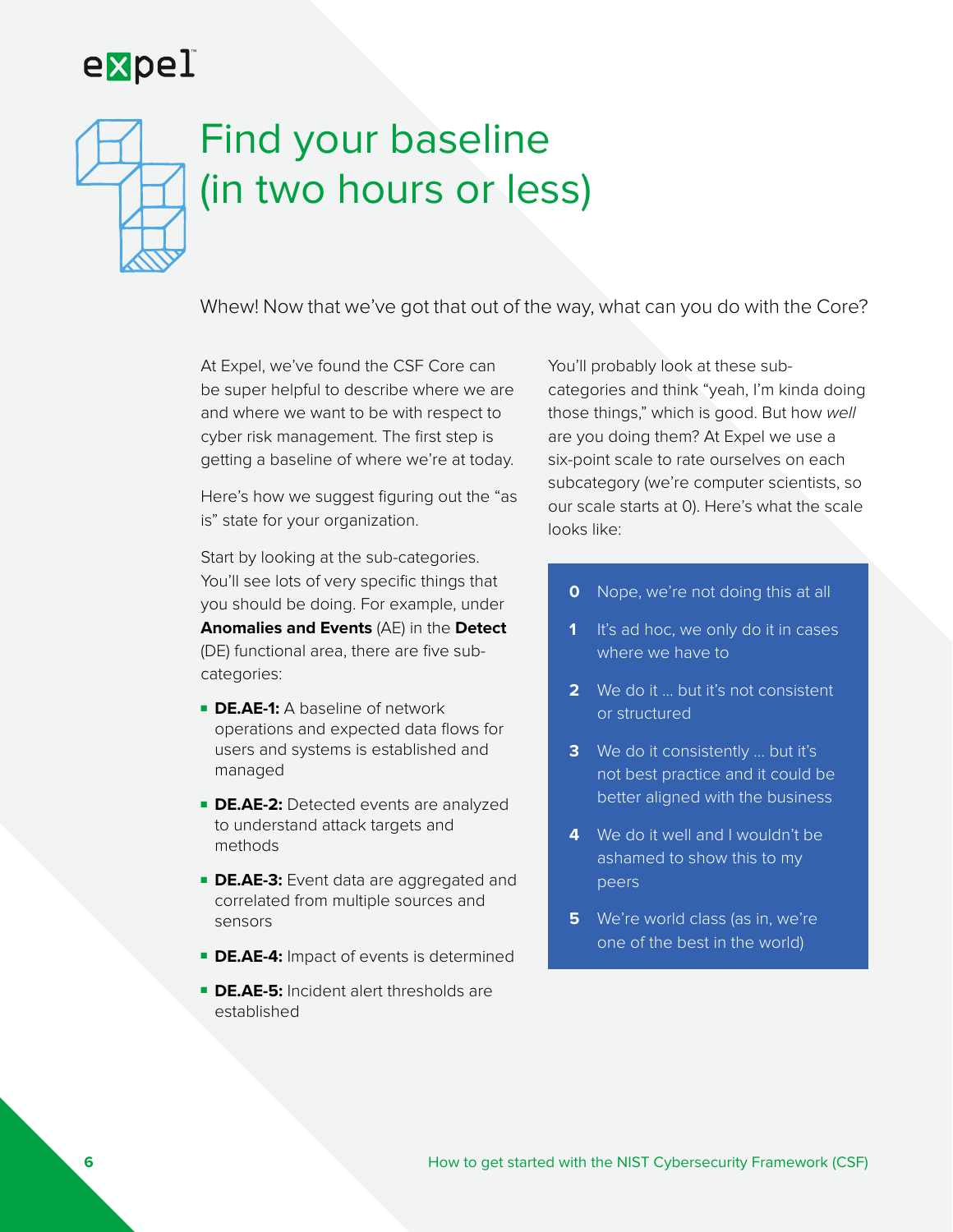# Find your baseline (in two hours or less)

Whew! Now that we've got that out of the way, what can you do with the Core?

At Expel, we've found the CSF Core can be super helpful to describe where we are and where we want to be with respect to cyber risk management. The first step is getting a baseline of where we're at today.

Here's how we suggest figuring out the "as is" state for your organization.

Start by looking at the sub-categories. You'll see lots of very specific things that you should be doing. For example, under **Anomalies and Events** (AE) in the **Detect** (DE) functional area, there are five sub-categories:

- **DE.AE-1:** A baseline of network operations and expected data flows for users and systems is established and managed
- **DE.AE-2:** Detected events are analyzed to understand attack targets and methods
- **DE.AE-3:** Event data are aggregated and correlated from multiple sources and sensors
- **DE.AE-4:** Impact of events is determined
- **DE.AE-5:** Incident alert thresholds are established

You'll probably look at these sub-categories and think "yeah, I'm kinda doing those things," which is good. But how *well* are you doing them? At Expel we use a six-point scale to rate ourselves on each subcategory (we're computer scientists, so our scale starts at 0). Here's what the scale looks like:

- **0** Nope, we're not doing this at all
- **1** It's ad hoc, we only do it in cases where we have to
- **2** We do it … but it's not consistent or structured
- **3** We do it consistently … but it's not best practice and it could be better aligned with the business
- **4** We do it well and I wouldn't be ashamed to show this to my peers
- **5** We're world class (as in, we're one of the best in the world)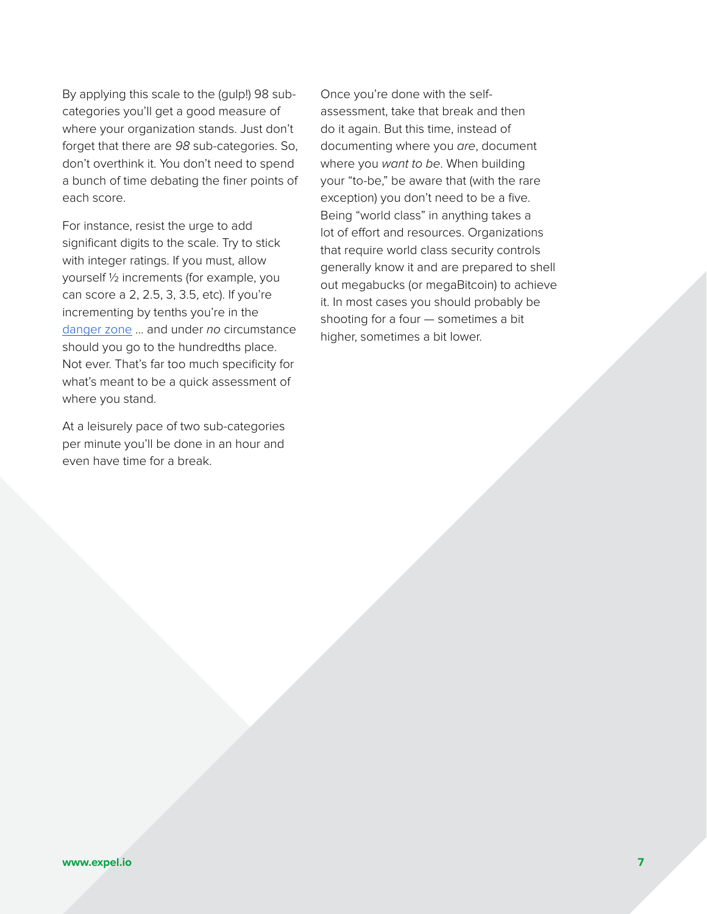By applying this scale to the (gulp!) 98 sub-categories you'll get a good measure of where your organization stands. Just don't forget that there are *98* sub-categories. So, don't overthink it. You don't need to spend a bunch of time debating the finer points of each score.

For instance, resist the urge to add significant digits to the scale. Try to stick with integer ratings. If you must, allow yourself ½ increments (for example, you can score a 2, 2.5, 3, 3.5, etc). If you're incrementing by tenths you're in the [danger zone](#) ... and under *no* circumstance should you go to the hundredths place. Not ever. That's far too much specificity for what's meant to be a quick assessment of where you stand.

At a leisurely pace of two sub-categories per minute you'll be done in an hour and even have time for a break.

Once you're done with the self-assessment, take that break and then do it again. But this time, instead of documenting where you *are*, document where you *want to be*. When building your "to-be," be aware that (with the rare exception) you don't need to be a five. Being "world class" in anything takes a lot of effort and resources. Organizations that require world class security controls generally know it and are prepared to shell out megabucks (or megaBitcoin) to achieve it. In most cases you should probably be shooting for a four — sometimes a bit higher, sometimes a bit lower.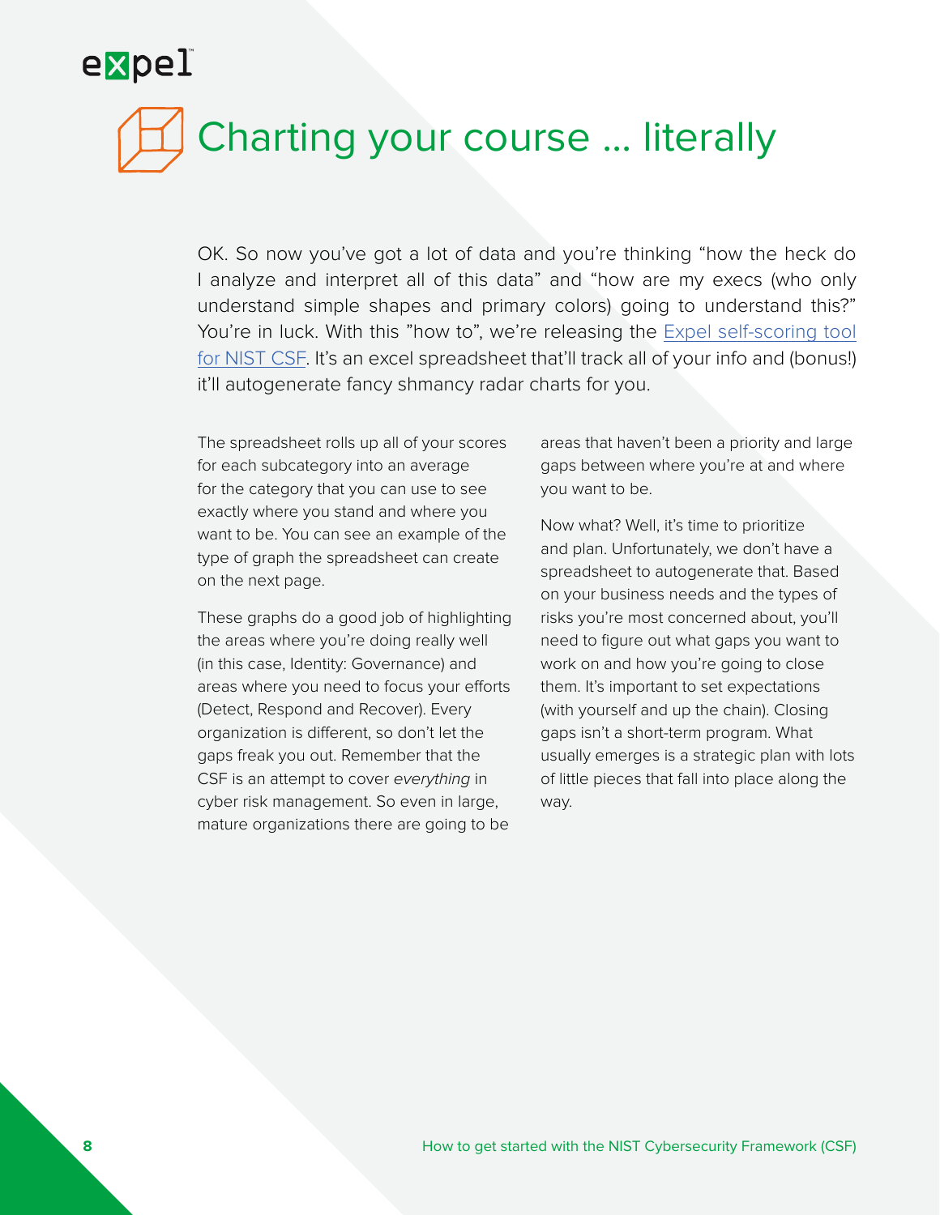# Charting your course ... literally

OK. So now you've got a lot of data and you're thinking "how the heck do I analyze and interpret all of this data" and "how are my execs (who only understand simple shapes and primary colors) going to understand this?" You're in luck. With this "how to", we're releasing the [Expel self-scoring tool for NIST CSF](). It's an excel spreadsheet that'll track all of your info and (bonus!) it'll autogenerate fancy shmancy radar charts for you.

The spreadsheet rolls up all of your scores for each subcategory into an average for the category that you can use to see exactly where you stand and where you want to be. You can see an example of the type of graph the spreadsheet can create on the next page.

These graphs do a good job of highlighting the areas where you're doing really well (in this case, Identity: Governance) and areas where you need to focus your efforts (Detect, Respond and Recover). Every organization is different, so don't let the gaps freak you out. Remember that the CSF is an attempt to cover *everything* in cyber risk management. So even in large, mature organizations there are going to be areas that haven't been a priority and large gaps between where you're at and where you want to be.

Now what? Well, it's time to prioritize and plan. Unfortunately, we don't have a spreadsheet to autogenerate that. Based on your business needs and the types of risks you're most concerned about, you'll need to figure out what gaps you want to work on and how you're going to close them. It's important to set expectations (with yourself and up the chain). Closing gaps isn't a short-term program. What usually emerges is a strategic plan with lots of little pieces that fall into place along the way.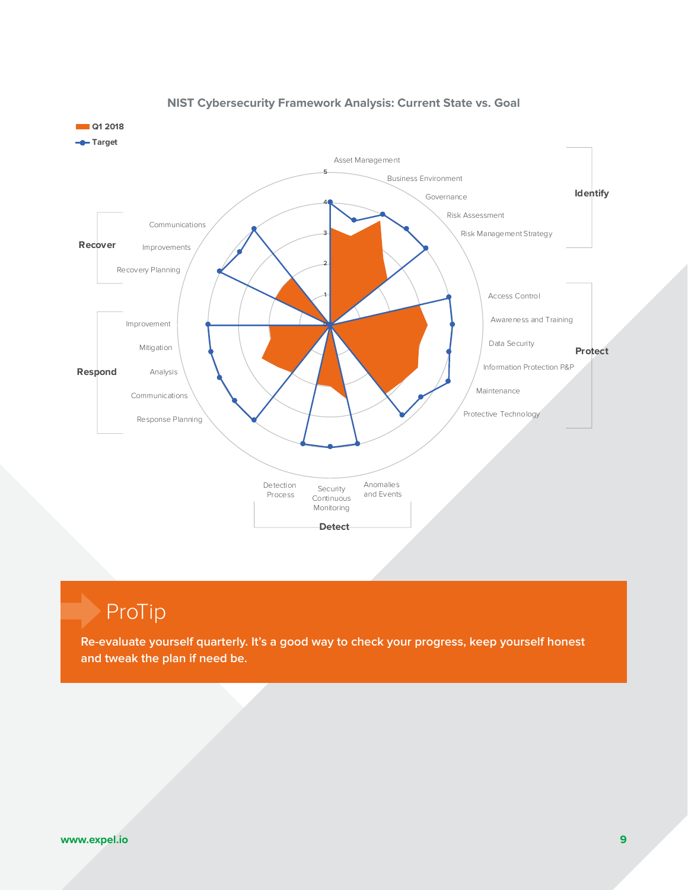**NIST Cybersecurity Framework Analysis: Current State vs. Goal**

Q1 2018

Target

**Identify**: Asset Management, Business Environment, Governance, Risk Assessment, Risk Management Strategy

**Protect**: Access Control, Awareness and Training, Data Security, Information Protection P&P, Maintenance, Protective Technology

**Detect**: Anomalies and Events, Security Continuous Monitoring, Detection Process

**Respond**: Response Planning, Communications, Analysis, Mitigation, Improvement

**Recover**: Recovery Planning, Improvements, Communications

## ProTip

**Re-evaluate yourself quarterly. It's a good way to check your progress, keep yourself honest and tweak the plan if need be.**

www.expel.io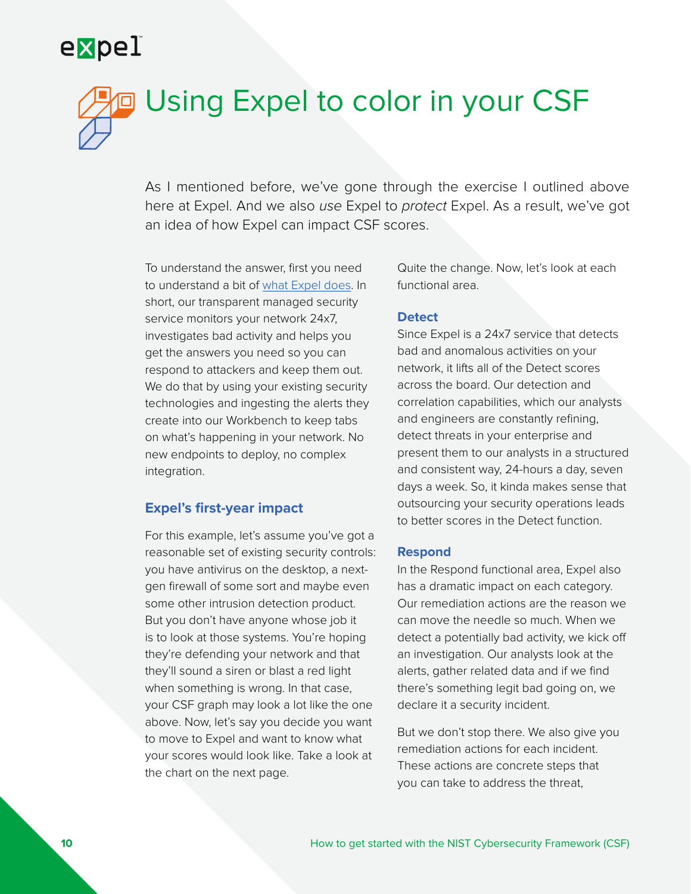# Using Expel to color in your CSF

As I mentioned before, we've gone through the exercise I outlined above here at Expel. And we also *use* Expel to *protect* Expel. As a result, we've got an idea of how Expel can impact CSF scores.

To understand the answer, first you need to understand a bit of [what Expel does](). In short, our transparent managed security service monitors your network 24x7, investigates bad activity and helps you get the answers you need so you can respond to attackers and keep them out. We do that by using your existing security technologies and ingesting the alerts they create into our Workbench to keep tabs on what's happening in your network. No new endpoints to deploy, no complex integration.

## Expel's first-year impact

For this example, let's assume you've got a reasonable set of existing security controls: you have antivirus on the desktop, a next-gen firewall of some sort and maybe even some other intrusion detection product. But you don't have anyone whose job it is to look at those systems. You're hoping they're defending your network and that they'll sound a siren or blast a red light when something is wrong. In that case, your CSF graph may look a lot like the one above. Now, let's say you decide you want to move to Expel and want to know what your scores would look like. Take a look at the chart on the next page.

Quite the change. Now, let's look at each functional area.

### Detect

Since Expel is a 24x7 service that detects bad and anomalous activities on your network, it lifts all of the Detect scores across the board. Our detection and correlation capabilities, which our analysts and engineers are constantly refining, detect threats in your enterprise and present them to our analysts in a structured and consistent way, 24-hours a day, seven days a week. So, it kinda makes sense that outsourcing your security operations leads to better scores in the Detect function.

### Respond

In the Respond functional area, Expel also has a dramatic impact on each category. Our remediation actions are the reason we can move the needle so much. When we detect a potentially bad activity, we kick off an investigation. Our analysts look at the alerts, gather related data and if we find there's something legit bad going on, we declare it a security incident.

But we don't stop there. We also give you remediation actions for each incident. These actions are concrete steps that you can take to address the threat,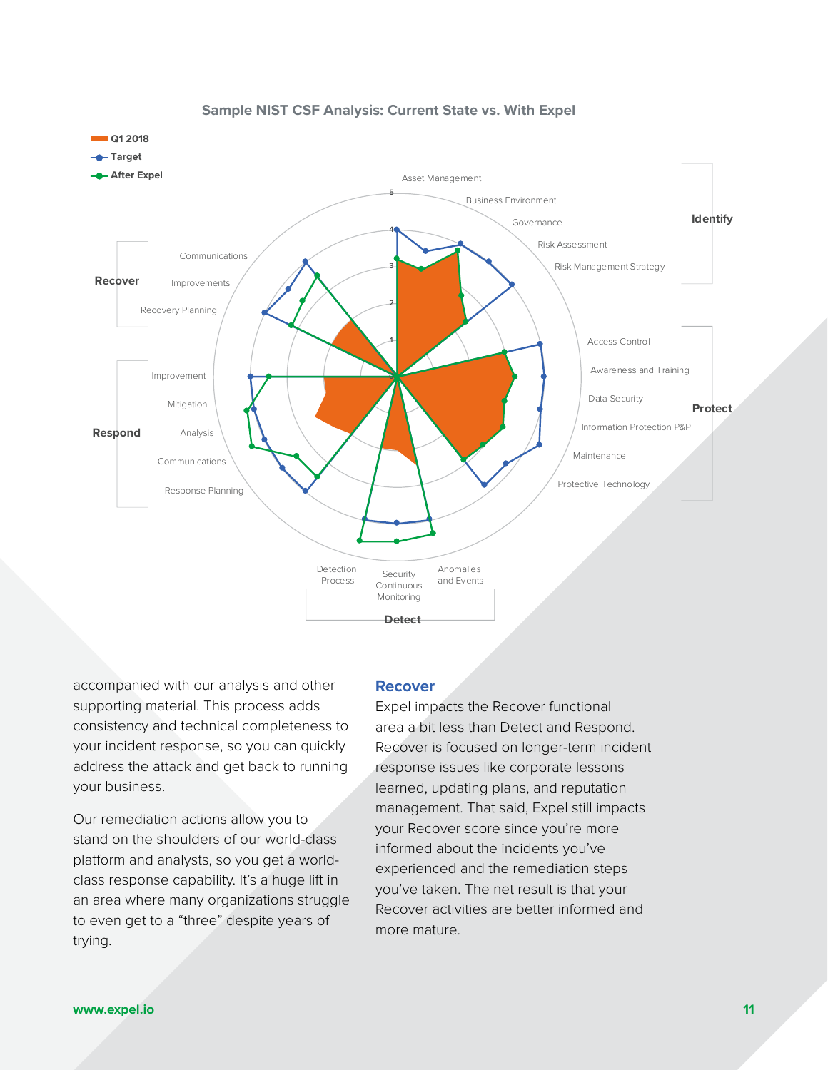Sample NIST CSF Analysis: Current State vs. With Expel

Q1 2018
Target
After Expel

Identify: Asset Management, Business Environment, Governance, Risk Assessment, Risk Management Strategy

Protect: Access Control, Awareness and Training, Data Security, Information Protection P&P, Maintenance, Protective Technology

Detect: Anomalies and Events, Security Continuous Monitoring, Detection Process

Respond: Response Planning, Communications, Analysis, Mitigation, Improvement

Recover: Recovery Planning, Improvements, Communications

accompanied with our analysis and other supporting material. This process adds consistency and technical completeness to your incident response, so you can quickly address the attack and get back to running your business.

Our remediation actions allow you to stand on the shoulders of our world-class platform and analysts, so you get a world-class response capability. It's a huge lift in an area where many organizations struggle to even get to a "three" despite years of trying.

## Recover

Expel impacts the Recover functional area a bit less than Detect and Respond. Recover is focused on longer-term incident response issues like corporate lessons learned, updating plans, and reputation management. That said, Expel still impacts your Recover score since you're more informed about the incidents you've experienced and the remediation steps you've taken. The net result is that your Recover activities are better informed and more mature.

www.expel.io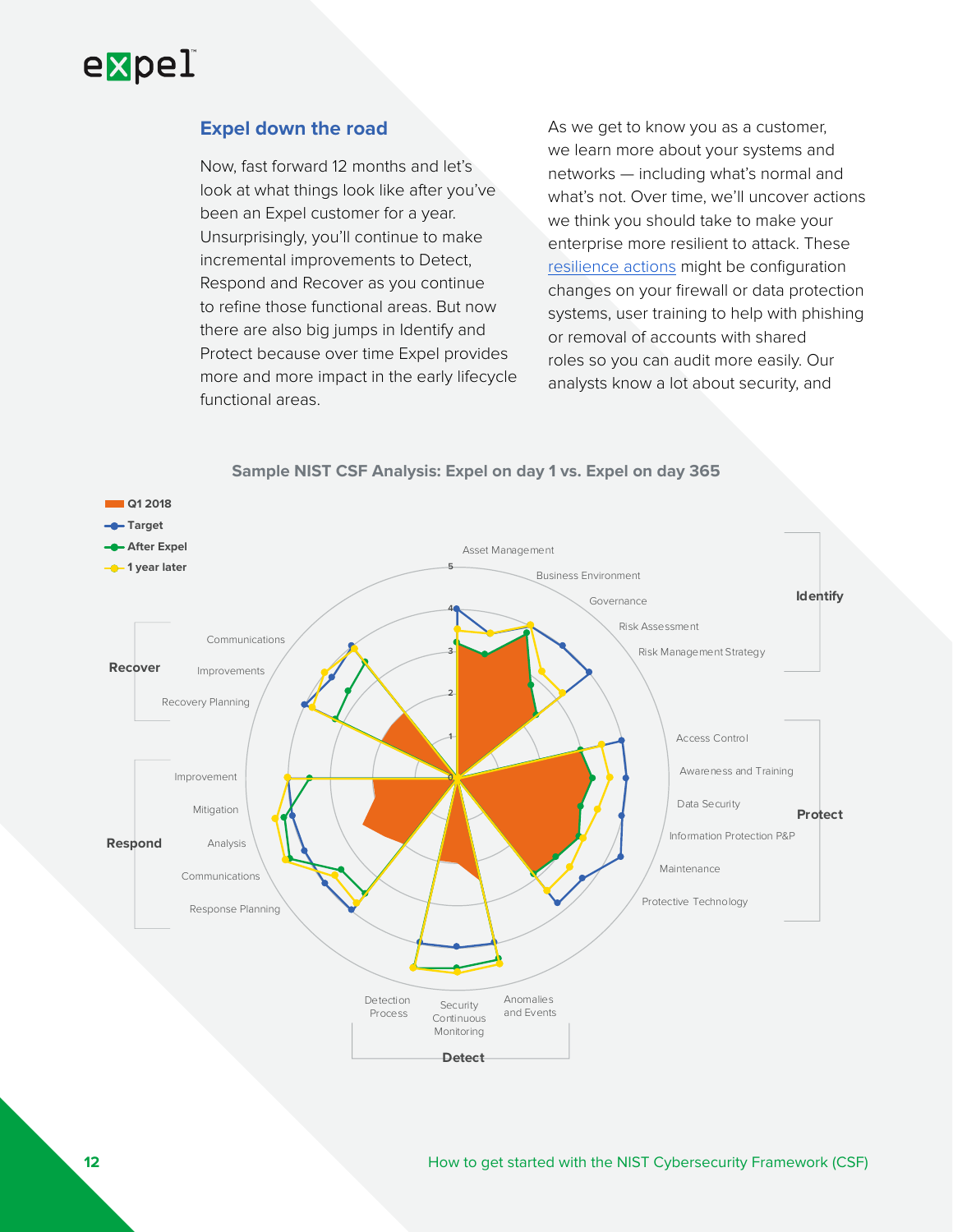## Expel down the road

Now, fast forward 12 months and let's look at what things look like after you've been an Expel customer for a year. Unsurprisingly, you'll continue to make incremental improvements to Detect, Respond and Recover as you continue to refine those functional areas. But now there are also big jumps in Identify and Protect because over time Expel provides more and more impact in the early lifecycle functional areas.

As we get to know you as a customer, we learn more about your systems and networks — including what's normal and what's not. Over time, we'll uncover actions we think you should take to make your enterprise more resilient to attack. These [resilience actions] might be configuration changes on your firewall or data protection systems, user training to help with phishing or removal of accounts with shared roles so you can audit more easily. Our analysts know a lot about security, and

**Sample NIST CSF Analysis: Expel on day 1 vs. Expel on day 365**

- Q1 2018
- Target
- After Expel
- 1 year later

**Identify**: Asset Management, Business Environment, Governance, Risk Assessment, Risk Management Strategy

**Protect**: Access Control, Awareness and Training, Data Security, Information Protection P&P, Maintenance, Protective Technology

**Detect**: Anomalies and Events, Security Continuous Monitoring, Detection Process

**Respond**: Response Planning, Communications, Analysis, Mitigation, Improvement

**Recover**: Recovery Planning, Improvements, Communications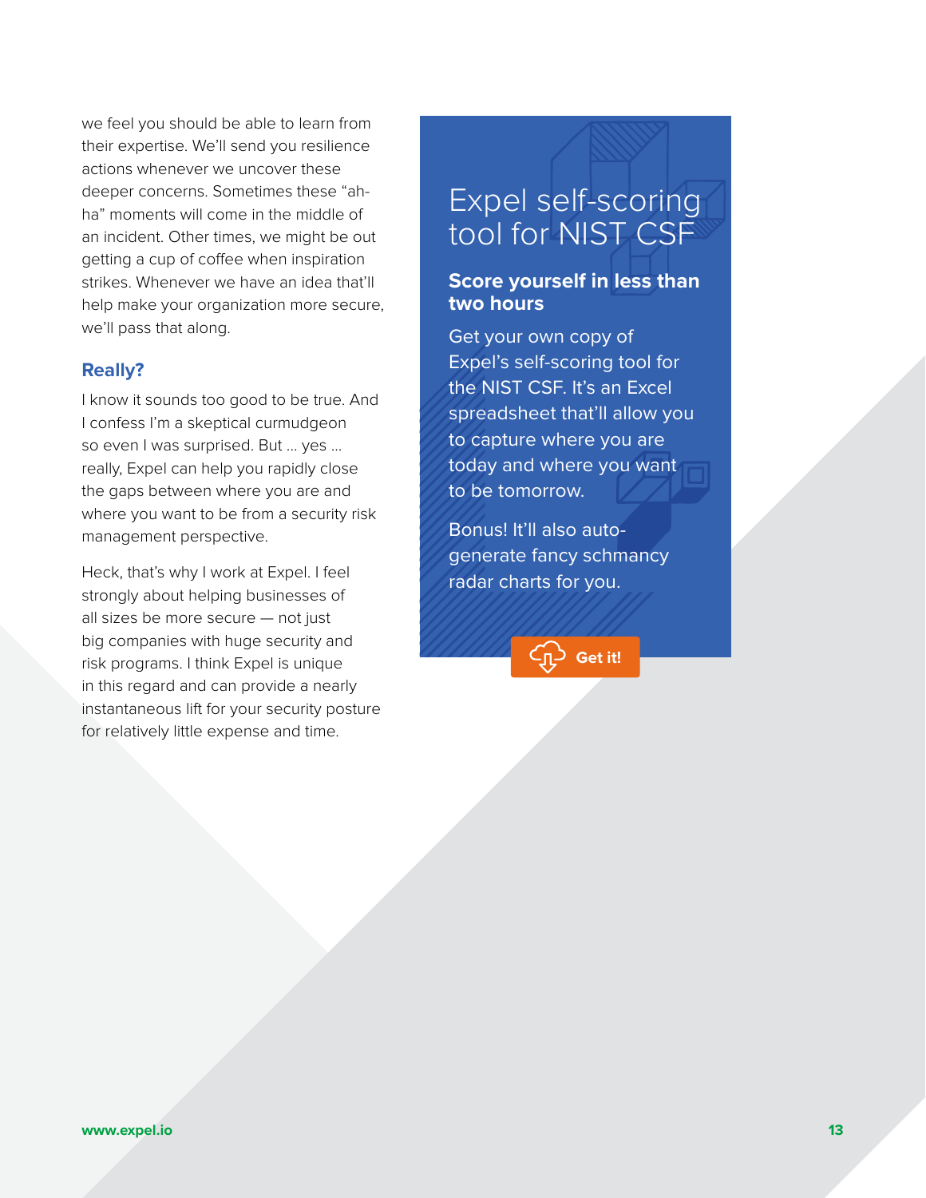we feel you should be able to learn from their expertise. We'll send you resilience actions whenever we uncover these deeper concerns. Sometimes these "ah-ha" moments will come in the middle of an incident. Other times, we might be out getting a cup of coffee when inspiration strikes. Whenever we have an idea that'll help make your organization more secure, we'll pass that along.

### Really?

I know it sounds too good to be true. And I confess I'm a skeptical curmudgeon so even I was surprised. But … yes … really, Expel can help you rapidly close the gaps between where you are and where you want to be from a security risk management perspective.

Heck, that's why I work at Expel. I feel strongly about helping businesses of all sizes be more secure — not just big companies with huge security and risk programs. I think Expel is unique in this regard and can provide a nearly instantaneous lift for your security posture for relatively little expense and time.

## Expel self-scoring tool for NIST CSF

**Score yourself in less than two hours**

Get your own copy of Expel's self-scoring tool for the NIST CSF. It's an Excel spreadsheet that'll allow you to capture where you are today and where you want to be tomorrow.

Bonus! It'll also auto-generate fancy schmancy radar charts for you.

**Get it!**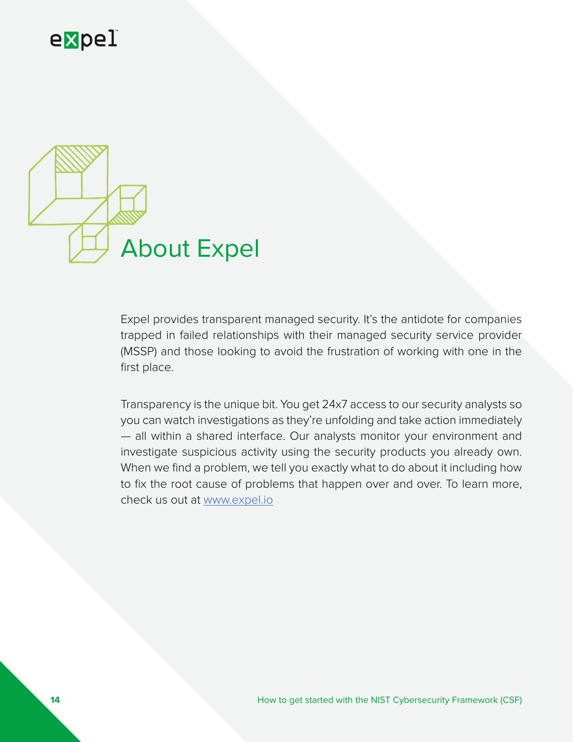# About Expel

Expel provides transparent managed security. It's the antidote for companies trapped in failed relationships with their managed security service provider (MSSP) and those looking to avoid the frustration of working with one in the first place.

Transparency is the unique bit. You get 24x7 access to our security analysts so you can watch investigations as they're unfolding and take action immediately — all within a shared interface. Our analysts monitor your environment and investigate suspicious activity using the security products you already own. When we find a problem, we tell you exactly what to do about it including how to fix the root cause of problems that happen over and over. To learn more, check us out at www.expel.io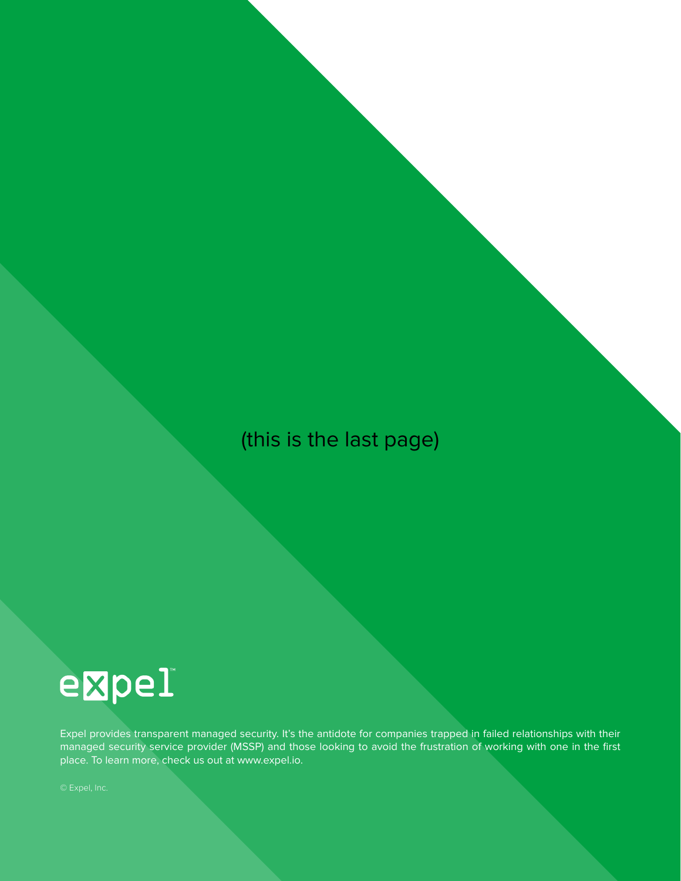(this is the last page)

expel™

Expel provides transparent managed security. It's the antidote for companies trapped in failed relationships with their managed security service provider (MSSP) and those looking to avoid the frustration of working with one in the first place. To learn more, check us out at www.expel.io.

© Expel, Inc.